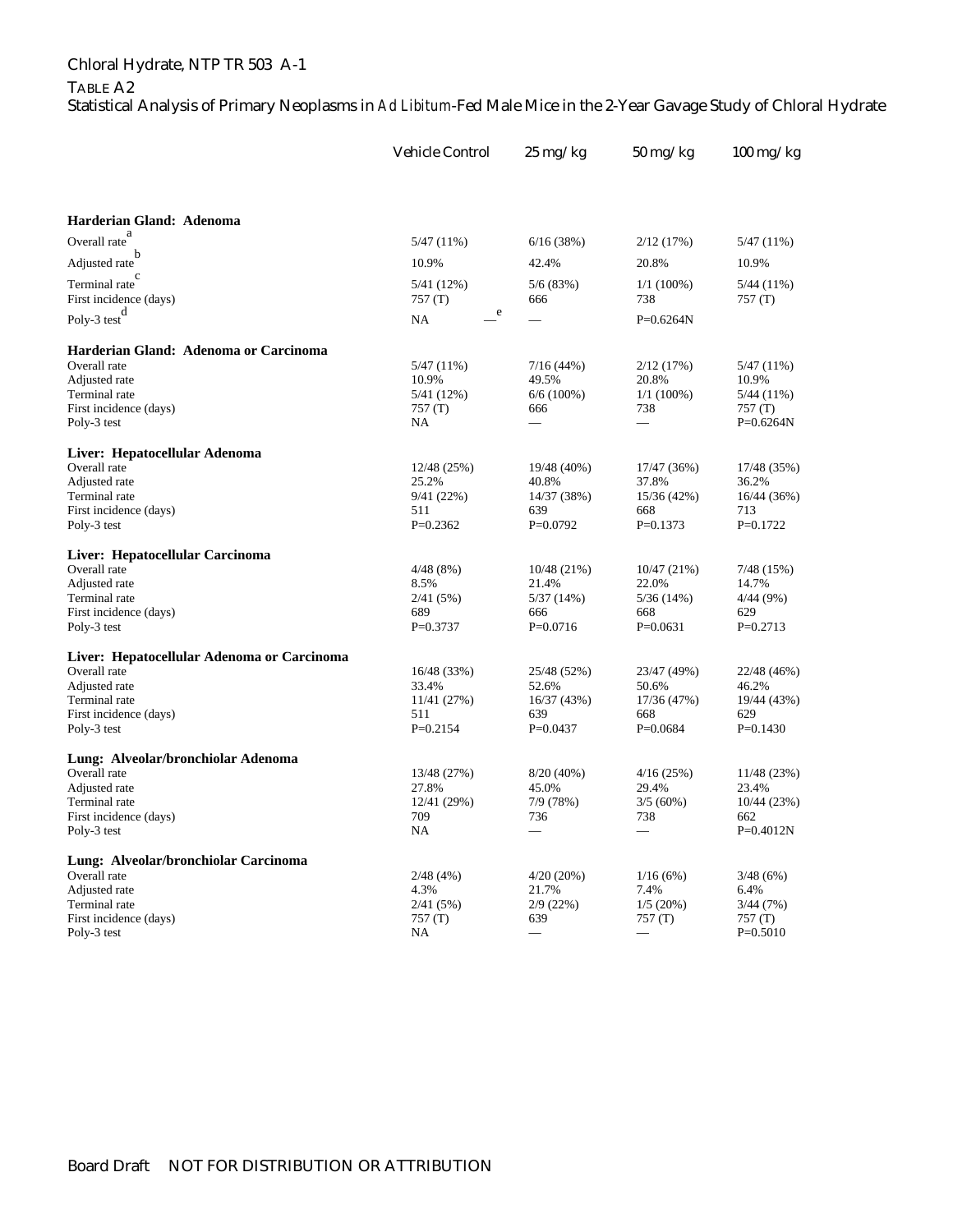## TABLE A2

Statistical Analysis of Primary Neoplasms in *Ad Libitum*-Fed Male Mice in the 2-Year Gavage Study of Chloral Hydrate

| | Vehicle Control | 25 mg/kg | 50 mg/kg | 100 mg/kg |
|---|---|---|---|---|
| **Harderian Gland: Adenoma** | | | | |
| Overall rate[a] | 5/47 (11%) | 6/16 (38%) | 2/12 (17%) | 5/47 (11%) |
| Adjusted rate[b] | 10.9% | 42.4% | 20.8% | 10.9% |
| Terminal rate[c] | 5/41 (12%) | 5/6 (83%) | 1/1 (100%) | 5/44 (11%) |
| First incidence (days) | 757 (T) | 666 | 738 | 757 (T) |
| Poly-3 test[d] | NA | —[e] | — | P=0.6264N |
| **Harderian Gland: Adenoma or Carcinoma** | | | | |
| Overall rate | 5/47 (11%) | 7/16 (44%) | 2/12 (17%) | 5/47 (11%) |
| Adjusted rate | 10.9% | 49.5% | 20.8% | 10.9% |
| Terminal rate | 5/41 (12%) | 6/6 (100%) | 1/1 (100%) | 5/44 (11%) |
| First incidence (days) | 757 (T) | 666 | 738 | 757 (T) |
| Poly-3 test | NA | — | — | P=0.6264N |
| **Liver: Hepatocellular Adenoma** | | | | |
| Overall rate | 12/48 (25%) | 19/48 (40%) | 17/47 (36%) | 17/48 (35%) |
| Adjusted rate | 25.2% | 40.8% | 37.8% | 36.2% |
| Terminal rate | 9/41 (22%) | 14/37 (38%) | 15/36 (42%) | 16/44 (36%) |
| First incidence (days) | 511 | 639 | 668 | 713 |
| Poly-3 test | P=0.2362 | P=0.0792 | P=0.1373 | P=0.1722 |
| **Liver: Hepatocellular Carcinoma** | | | | |
| Overall rate | 4/48 (8%) | 10/48 (21%) | 10/47 (21%) | 7/48 (15%) |
| Adjusted rate | 8.5% | 21.4% | 22.0% | 14.7% |
| Terminal rate | 2/41 (5%) | 5/37 (14%) | 5/36 (14%) | 4/44 (9%) |
| First incidence (days) | 689 | 666 | 668 | 629 |
| Poly-3 test | P=0.3737 | P=0.0716 | P=0.0631 | P=0.2713 |
| **Liver: Hepatocellular Adenoma or Carcinoma** | | | | |
| Overall rate | 16/48 (33%) | 25/48 (52%) | 23/47 (49%) | 22/48 (46%) |
| Adjusted rate | 33.4% | 52.6% | 50.6% | 46.2% |
| Terminal rate | 11/41 (27%) | 16/37 (43%) | 17/36 (47%) | 19/44 (43%) |
| First incidence (days) | 511 | 639 | 668 | 629 |
| Poly-3 test | P=0.2154 | P=0.0437 | P=0.0684 | P=0.1430 |
| **Lung: Alveolar/bronchiolar Adenoma** | | | | |
| Overall rate | 13/48 (27%) | 8/20 (40%) | 4/16 (25%) | 11/48 (23%) |
| Adjusted rate | 27.8% | 45.0% | 29.4% | 23.4% |
| Terminal rate | 12/41 (29%) | 7/9 (78%) | 3/5 (60%) | 10/44 (23%) |
| First incidence (days) | 709 | 736 | 738 | 662 |
| Poly-3 test | NA | — | — | P=0.4012N |
| **Lung: Alveolar/bronchiolar Carcinoma** | | | | |
| Overall rate | 2/48 (4%) | 4/20 (20%) | 1/16 (6%) | 3/48 (6%) |
| Adjusted rate | 4.3% | 21.7% | 7.4% | 6.4% |
| Terminal rate | 2/41 (5%) | 2/9 (22%) | 1/5 (20%) | 3/44 (7%) |
| First incidence (days) | 757 (T) | 639 | 757 (T) | 757 (T) |
| Poly-3 test | NA | — | — | P=0.5010 |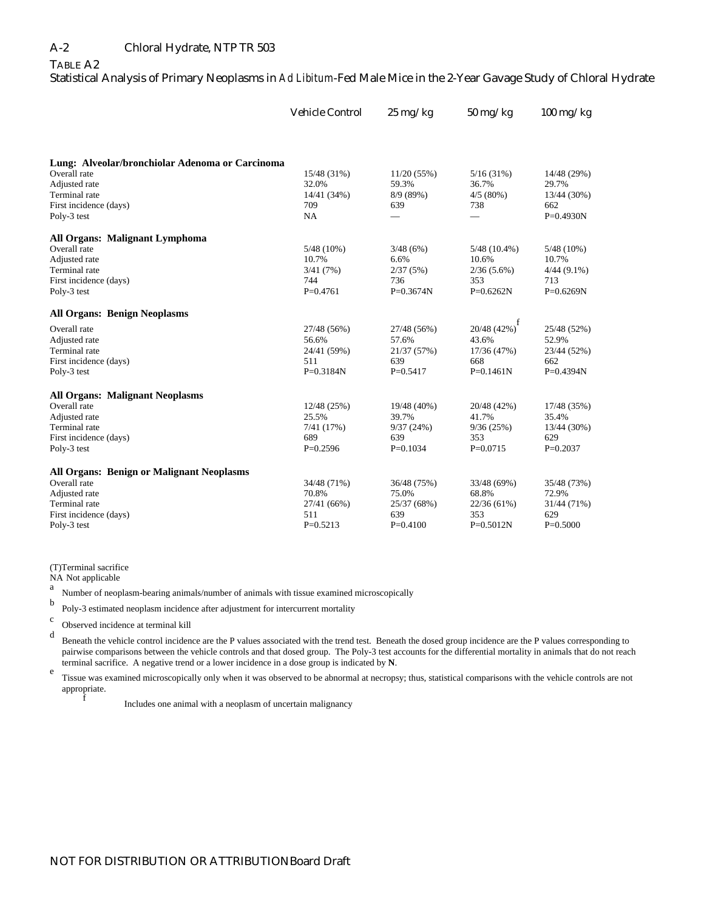TABLE A2
Statistical Analysis of Primary Neoplasms in *Ad Libitum*-Fed Male Mice in the 2-Year Gavage Study of Chloral Hydrate

| | Vehicle Control | 25 mg/kg | 50 mg/kg | 100 mg/kg |
|---|---|---|---|---|
| **Lung: Alveolar/bronchiolar Adenoma or Carcinoma** | | | | |
| Overall rate | 15/48 (31%) | 11/20 (55%) | 5/16 (31%) | 14/48 (29%) |
| Adjusted rate | 32.0% | 59.3% | 36.7% | 29.7% |
| Terminal rate | 14/41 (34%) | 8/9 (89%) | 4/5 (80%) | 13/44 (30%) |
| First incidence (days) | 709 | 639 | 738 | 662 |
| Poly-3 test | NA | — | — | P=0.4930N |
| **All Organs: Malignant Lymphoma** | | | | |
| Overall rate | 5/48 (10%) | 3/48 (6%) | 5/48 (10.4%) | 5/48 (10%) |
| Adjusted rate | 10.7% | 6.6% | 10.6% | 10.7% |
| Terminal rate | 3/41 (7%) | 2/37 (5%) | 2/36 (5.6%) | 4/44 (9.1%) |
| First incidence (days) | 744 | 736 | 353 | 713 |
| Poly-3 test | P=0.4761 | P=0.3674N | P=0.6262N | P=0.6269N |
| **All Organs: Benign Neoplasms** | | | | |
| Overall rate | 27/48 (56%) | 27/48 (56%) | 20/48 (42%)[f] | 25/48 (52%) |
| Adjusted rate | 56.6% | 57.6% | 43.6% | 52.9% |
| Terminal rate | 24/41 (59%) | 21/37 (57%) | 17/36 (47%) | 23/44 (52%) |
| First incidence (days) | 511 | 639 | 668 | 662 |
| Poly-3 test | P=0.3184N | P=0.5417 | P=0.1461N | P=0.4394N |
| **All Organs: Malignant Neoplasms** | | | | |
| Overall rate | 12/48 (25%) | 19/48 (40%) | 20/48 (42%) | 17/48 (35%) |
| Adjusted rate | 25.5% | 39.7% | 41.7% | 35.4% |
| Terminal rate | 7/41 (17%) | 9/37 (24%) | 9/36 (25%) | 13/44 (30%) |
| First incidence (days) | 689 | 639 | 353 | 629 |
| Poly-3 test | P=0.2596 | P=0.1034 | P=0.0715 | P=0.2037 |
| **All Organs: Benign or Malignant Neoplasms** | | | | |
| Overall rate | 34/48 (71%) | 36/48 (75%) | 33/48 (69%) | 35/48 (73%) |
| Adjusted rate | 70.8% | 75.0% | 68.8% | 72.9% |
| Terminal rate | 27/41 (66%) | 25/37 (68%) | 22/36 (61%) | 31/44 (71%) |
| First incidence (days) | 511 | 639 | 353 | 629 |
| Poly-3 test | P=0.5213 | P=0.4100 | P=0.5012N | P=0.5000 |

(T)Terminal sacrifice
NA Not applicable

[a] Number of neoplasm-bearing animals/number of animals with tissue examined microscopically

[b] Poly-3 estimated neoplasm incidence after adjustment for intercurrent mortality

[c] Observed incidence at terminal kill

[d] Beneath the vehicle control incidence are the P values associated with the trend test. Beneath the dosed group incidence are the P values corresponding to pairwise comparisons between the vehicle controls and that dosed group. The Poly-3 test accounts for the differential mortality in animals that do not reach terminal sacrifice. A negative trend or a lower incidence in a dose group is indicated by **N**.

[e] Tissue was examined microscopically only when it was observed to be abnormal at necropsy; thus, statistical comparisons with the vehicle controls are not appropriate.

[f] Includes one animal with a neoplasm of uncertain malignancy